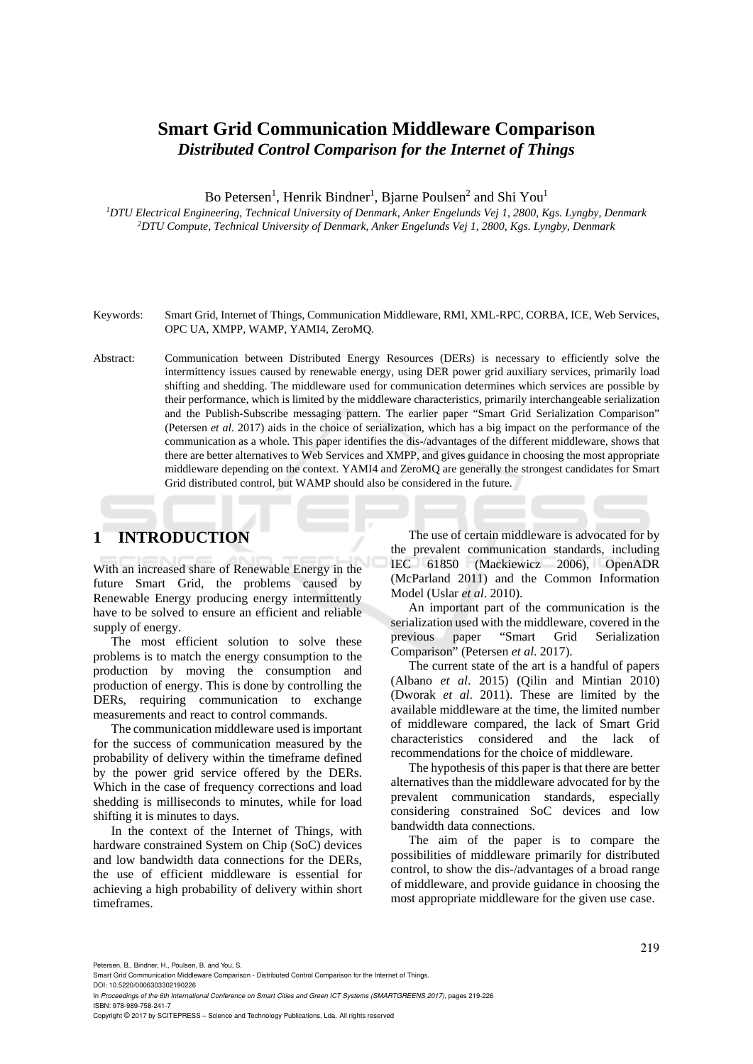# Smart Grid Communication Middleware Comparison

## *Distributed Control Comparison for the Internet of Things*

Bo Petersen[1], Henrik Bindner[1], Bjarne Poulsen[2] and Shi You[1]

[1]*DTU Electrical Engineering, Technical University of Denmark, Anker Engelunds Vej 1, 2800, Kgs. Lyngby, Denmark*
[2]*DTU Compute, Technical University of Denmark, Anker Engelunds Vej 1, 2800, Kgs. Lyngby, Denmark*

Keywords: Smart Grid, Internet of Things, Communication Middleware, RMI, XML-RPC, CORBA, ICE, Web Services, OPC UA, XMPP, WAMP, YAMI4, ZeroMQ.

Abstract: Communication between Distributed Energy Resources (DERs) is necessary to efficiently solve the intermittency issues caused by renewable energy, using DER power grid auxiliary services, primarily load shifting and shedding. The middleware used for communication determines which services are possible by their performance, which is limited by the middleware characteristics, primarily interchangeable serialization and the Publish-Subscribe messaging pattern. The earlier paper "Smart Grid Serialization Comparison" (Petersen *et al*. 2017) aids in the choice of serialization, which has a big impact on the performance of the communication as a whole. This paper identifies the dis-/advantages of the different middleware, shows that there are better alternatives to Web Services and XMPP, and gives guidance in choosing the most appropriate middleware depending on the context. YAMI4 and ZeroMQ are generally the strongest candidates for Smart Grid distributed control, but WAMP should also be considered in the future.

# 1 INTRODUCTION

With an increased share of Renewable Energy in the future Smart Grid, the problems caused by Renewable Energy producing energy intermittently have to be solved to ensure an efficient and reliable supply of energy.

The most efficient solution to solve these problems is to match the energy consumption to the production by moving the consumption and production of energy. This is done by controlling the DERs, requiring communication to exchange measurements and react to control commands.

The communication middleware used is important for the success of communication measured by the probability of delivery within the timeframe defined by the power grid service offered by the DERs. Which in the case of frequency corrections and load shedding is milliseconds to minutes, while for load shifting it is minutes to days.

In the context of the Internet of Things, with hardware constrained System on Chip (SoC) devices and low bandwidth data connections for the DERs, the use of efficient middleware is essential for achieving a high probability of delivery within short timeframes.

The use of certain middleware is advocated for by the prevalent communication standards, including IEC 61850 (Mackiewicz 2006), OpenADR (McParland 2011) and the Common Information Model (Uslar *et al*. 2010).

An important part of the communication is the serialization used with the middleware, covered in the previous paper "Smart Grid Serialization Comparison" (Petersen *et al*. 2017).

The current state of the art is a handful of papers (Albano *et al*. 2015) (Qilin and Mintian 2010) (Dworak *et al*. 2011). These are limited by the available middleware at the time, the limited number of middleware compared, the lack of Smart Grid characteristics considered and the lack of recommendations for the choice of middleware.

The hypothesis of this paper is that there are better alternatives than the middleware advocated for by the prevalent communication standards, especially considering constrained SoC devices and low bandwidth data connections.

The aim of the paper is to compare the possibilities of middleware primarily for distributed control, to show the dis-/advantages of a broad range of middleware, and provide guidance in choosing the most appropriate middleware for the given use case.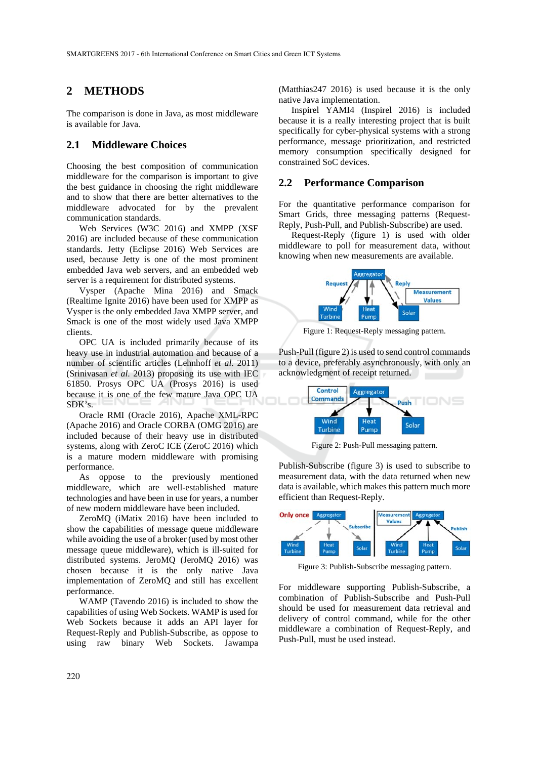## 2 METHODS

The comparison is done in Java, as most middleware is available for Java.

### 2.1 Middleware Choices

Choosing the best composition of communication middleware for the comparison is important to give the best guidance in choosing the right middleware and to show that there are better alternatives to the middleware advocated for by the prevalent communication standards.

Web Services (W3C 2016) and XMPP (XSF 2016) are included because of these communication standards. Jetty (Eclipse 2016) Web Services are used, because Jetty is one of the most prominent embedded Java web servers, and an embedded web server is a requirement for distributed systems.

Vysper (Apache Mina 2016) and Smack (Realtime Ignite 2016) have been used for XMPP as Vysper is the only embedded Java XMPP server, and Smack is one of the most widely used Java XMPP clients.

OPC UA is included primarily because of its heavy use in industrial automation and because of a number of scientific articles (Lehnhoff *et al.* 2011) (Srinivasan *et al.* 2013) proposing its use with IEC 61850. Prosys OPC UA (Prosys 2016) is used because it is one of the few mature Java OPC UA SDK's.

Oracle RMI (Oracle 2016), Apache XML-RPC (Apache 2016) and Oracle CORBA (OMG 2016) are included because of their heavy use in distributed systems, along with ZeroC ICE (ZeroC 2016) which is a mature modern middleware with promising performance.

As oppose to the previously mentioned middleware, which are well-established mature technologies and have been in use for years, a number of new modern middleware have been included.

ZeroMQ (iMatix 2016) have been included to show the capabilities of message queue middleware while avoiding the use of a broker (used by most other message queue middleware), which is ill-suited for distributed systems. JeroMQ (JeroMQ 2016) was chosen because it is the only native Java implementation of ZeroMQ and still has excellent performance.

WAMP (Tavendo 2016) is included to show the capabilities of using Web Sockets. WAMP is used for Web Sockets because it adds an API layer for Request-Reply and Publish-Subscribe, as oppose to using raw binary Web Sockets. Jawampa (Matthias247 2016) is used because it is the only native Java implementation.

Inspirel YAMI4 (Inspirel 2016) is included because it is a really interesting project that is built specifically for cyber-physical systems with a strong performance, message prioritization, and restricted memory consumption specifically designed for constrained SoC devices.

### 2.2 Performance Comparison

For the quantitative performance comparison for Smart Grids, three messaging patterns (Request-Reply, Push-Pull, and Publish-Subscribe) are used.

Request-Reply (figure 1) is used with older middleware to poll for measurement data, without knowing when new measurements are available.

Figure 1: Request-Reply messaging pattern.

Push-Pull (figure 2) is used to send control commands to a device, preferably asynchronously, with only an acknowledgment of receipt returned.

Figure 2: Push-Pull messaging pattern.

Publish-Subscribe (figure 3) is used to subscribe to measurement data, with the data returned when new data is available, which makes this pattern much more efficient than Request-Reply.

Figure 3: Publish-Subscribe messaging pattern.

For middleware supporting Publish-Subscribe, a combination of Publish-Subscribe and Push-Pull should be used for measurement data retrieval and delivery of control command, while for the other middleware a combination of Request-Reply, and Push-Pull, must be used instead.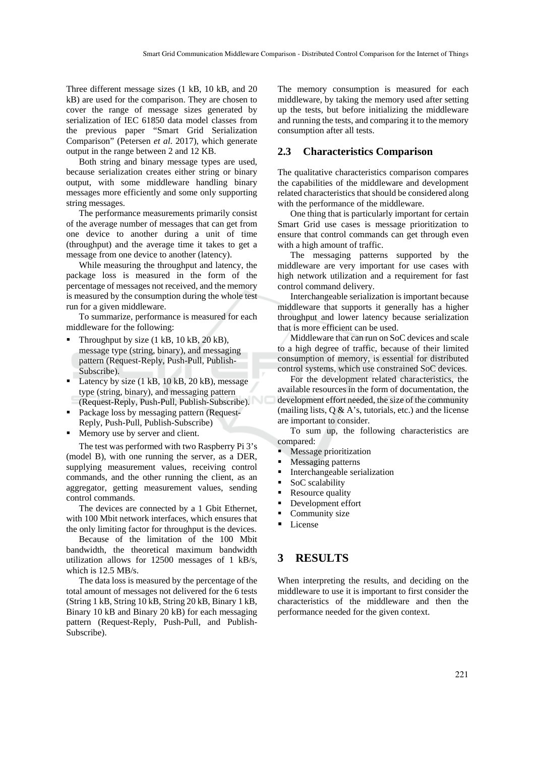Three different message sizes (1 kB, 10 kB, and 20 kB) are used for the comparison. They are chosen to cover the range of message sizes generated by serialization of IEC 61850 data model classes from the previous paper "Smart Grid Serialization Comparison" (Petersen *et al.* 2017), which generate output in the range between 2 and 12 KB.

Both string and binary message types are used, because serialization creates either string or binary output, with some middleware handling binary messages more efficiently and some only supporting string messages.

The performance measurements primarily consist of the average number of messages that can get from one device to another during a unit of time (throughput) and the average time it takes to get a message from one device to another (latency).

While measuring the throughput and latency, the package loss is measured in the form of the percentage of messages not received, and the memory is measured by the consumption during the whole test run for a given middleware.

To summarize, performance is measured for each middleware for the following:

- Throughput by size (1 kB, 10 kB, 20 kB), message type (string, binary), and messaging pattern (Request-Reply, Push-Pull, Publish-Subscribe).
- Latency by size (1 kB, 10 kB, 20 kB), message type (string, binary), and messaging pattern (Request-Reply, Push-Pull, Publish-Subscribe).
- Package loss by messaging pattern (Request-Reply, Push-Pull, Publish-Subscribe)
- Memory use by server and client.

The test was performed with two Raspberry Pi 3's (model B), with one running the server, as a DER, supplying measurement values, receiving control commands, and the other running the client, as an aggregator, getting measurement values, sending control commands.

The devices are connected by a 1 Gbit Ethernet, with 100 Mbit network interfaces, which ensures that the only limiting factor for throughput is the devices.

Because of the limitation of the 100 Mbit bandwidth, the theoretical maximum bandwidth utilization allows for 12500 messages of 1 kB/s, which is 12.5 MB/s.

The data loss is measured by the percentage of the total amount of messages not delivered for the 6 tests (String 1 kB, String 10 kB, String 20 kB, Binary 1 kB, Binary 10 kB and Binary 20 kB) for each messaging pattern (Request-Reply, Push-Pull, and Publish-Subscribe).

The memory consumption is measured for each middleware, by taking the memory used after setting up the tests, but before initializing the middleware and running the tests, and comparing it to the memory consumption after all tests.

## 2.3 Characteristics Comparison

The qualitative characteristics comparison compares the capabilities of the middleware and development related characteristics that should be considered along with the performance of the middleware.

One thing that is particularly important for certain Smart Grid use cases is message prioritization to ensure that control commands can get through even with a high amount of traffic.

The messaging patterns supported by the middleware are very important for use cases with high network utilization and a requirement for fast control command delivery.

Interchangeable serialization is important because middleware that supports it generally has a higher throughput and lower latency because serialization that is more efficient can be used.

Middleware that can run on SoC devices and scale to a high degree of traffic, because of their limited consumption of memory, is essential for distributed control systems, which use constrained SoC devices.

For the development related characteristics, the available resources in the form of documentation, the development effort needed, the size of the community (mailing lists, Q & A's, tutorials, etc.) and the license are important to consider.

To sum up, the following characteristics are compared:

- Message prioritization
- Messaging patterns
- Interchangeable serialization
- SoC scalability
- Resource quality
- Development effort
- Community size
- License

# 3 RESULTS

When interpreting the results, and deciding on the middleware to use it is important to first consider the characteristics of the middleware and then the performance needed for the given context.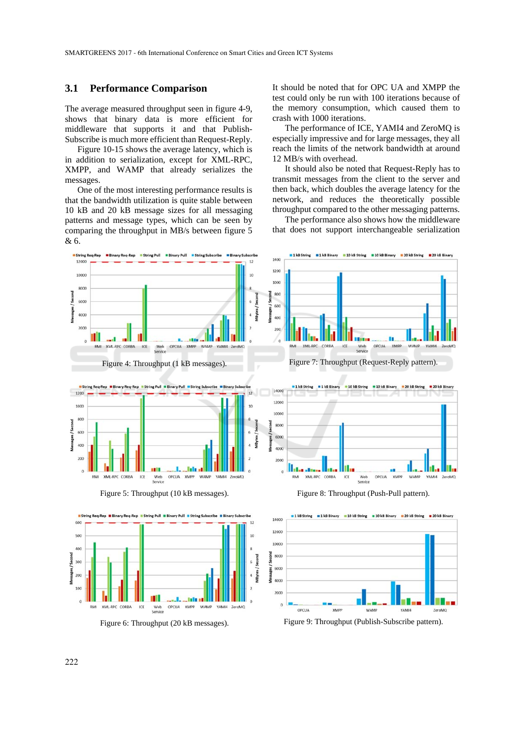### 3.1 Performance Comparison

The average measured throughput seen in figure 4-9, shows that binary data is more efficient for middleware that supports it and that Publish-Subscribe is much more efficient than Request-Reply.

Figure 10-15 shows the average latency, which is in addition to serialization, except for XML-RPC, XMPP, and WAMP that already serializes the messages.

One of the most interesting performance results is that the bandwidth utilization is quite stable between 10 kB and 20 kB message sizes for all messaging patterns and message types, which can be seen by comparing the throughput in MB/s between figure 5 & 6.

It should be noted that for OPC UA and XMPP the test could only be run with 100 iterations because of the memory consumption, which caused them to crash with 1000 iterations.

The performance of ICE, YAMI4 and ZeroMQ is especially impressive and for large messages, they all reach the limits of the network bandwidth at around 12 MB/s with overhead.

It should also be noted that Request-Reply has to transmit messages from the client to the server and then back, which doubles the average latency for the network, and reduces the theoretically possible throughput compared to the other messaging patterns.

The performance also shows how the middleware that does not support interchangeable serialization

Figure 4: Throughput (1 kB messages).

Figure 7: Throughput (Request-Reply pattern).

Figure 5: Throughput (10 kB messages).

Figure 8: Throughput (Push-Pull pattern).

Figure 6: Throughput (20 kB messages).

Figure 9: Throughput (Publish-Subscribe pattern).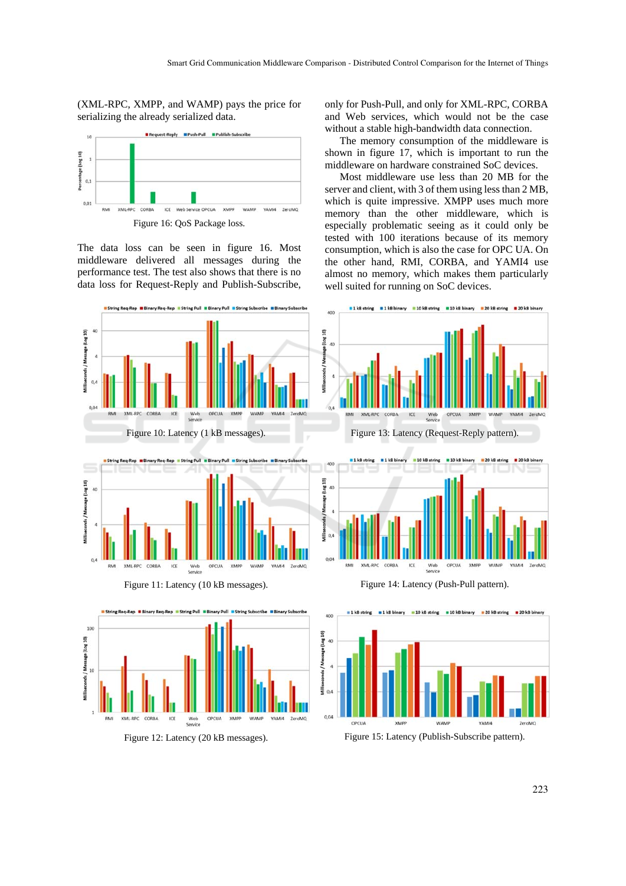(XML-RPC, XMPP, and WAMP) pays the price for serializing the already serialized data.

Figure 16: QoS Package loss.

The data loss can be seen in figure 16. Most middleware delivered all messages during the performance test. The test also shows that there is no data loss for Request-Reply and Publish-Subscribe, only for Push-Pull, and only for XML-RPC, CORBA and Web services, which would not be the case without a stable high-bandwidth data connection.

The memory consumption of the middleware is shown in figure 17, which is important to run the middleware on hardware constrained SoC devices.

Most middleware use less than 20 MB for the server and client, with 3 of them using less than 2 MB, which is quite impressive. XMPP uses much more memory than the other middleware, which is especially problematic seeing as it could only be tested with 100 iterations because of its memory consumption, which is also the case for OPC UA. On the other hand, RMI, CORBA, and YAMI4 use almost no memory, which makes them particularly well suited for running on SoC devices.

Figure 10: Latency (1 kB messages).

Figure 13: Latency (Request-Reply pattern).

Figure 11: Latency (10 kB messages).

Figure 14: Latency (Push-Pull pattern).

Figure 12: Latency (20 kB messages).

Figure 15: Latency (Publish-Subscribe pattern).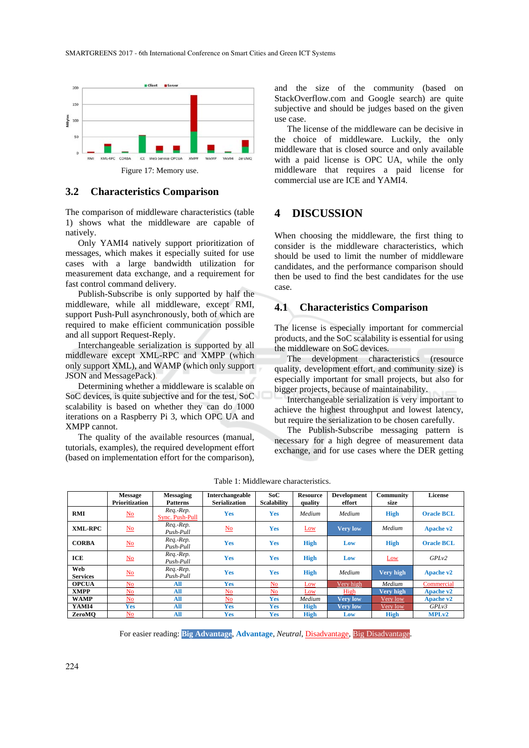Figure 17: Memory use.

## 3.2 Characteristics Comparison

The comparison of middleware characteristics (table 1) shows what the middleware are capable of natively.

Only YAMI4 natively support prioritization of messages, which makes it especially suited for use cases with a large bandwidth utilization for measurement data exchange, and a requirement for fast control command delivery.

Publish-Subscribe is only supported by half the middleware, while all middleware, except RMI, support Push-Pull asynchronously, both of which are required to make efficient communication possible and all support Request-Reply.

Interchangeable serialization is supported by all middleware except XML-RPC and XMPP (which only support XML), and WAMP (which only support JSON and MessagePack).

Determining whether a middleware is scalable on SoC devices, is quite subjective and for the test, SoC scalability is based on whether they can do 1000 iterations on a Raspberry Pi 3, which OPC UA and XMPP cannot.

The quality of the available resources (manual, tutorials, examples), the required development effort (based on implementation effort for the comparison), and the size of the community (based on StackOverflow.com and Google search) are quite subjective and should be judges based on the given use case.

The license of the middleware can be decisive in the choice of middleware. Luckily, the only middleware that is closed source and only available with a paid license is OPC UA, while the only middleware that requires a paid license for commercial use are ICE and YAMI4.

# 4 DISCUSSION

When choosing the middleware, the first thing to consider is the middleware characteristics, which should be used to limit the number of middleware candidates, and the performance comparison should then be used to find the best candidates for the use case.

## 4.1 Characteristics Comparison

The license is especially important for commercial products, and the SoC scalability is essential for using the middleware on SoC devices.

The development characteristics (resource quality, development effort, and community size) is especially important for small projects, but also for bigger projects, because of maintainability.

Interchangeable serialization is very important to achieve the highest throughput and lowest latency, but require the serialization to be chosen carefully.

The Publish-Subscribe messaging pattern is necessary for a high degree of measurement data exchange, and for use cases where the DER getting

Table 1: Middleware characteristics.

| | Message Prioritization | Messaging Patterns | Interchangeable Serialization | SoC Scalability | Resource quality | Development effort | Community size | License |
|---|---|---|---|---|---|---|---|---|
| **RMI** | No | Req.-Rep. Sync. Push-Pull | Yes | Yes | Medium | Medium | High | Oracle BCL |
| **XML-RPC** | No | Req.-Rep. Push-Pull | No | Yes | Low | Very low | Medium | Apache v2 |
| **CORBA** | No | Req.-Rep. Push-Pull | Yes | Yes | High | Low | High | Oracle BCL |
| **ICE** | No | Req.-Rep. Push-Pull | Yes | Yes | High | Low | Low | GPLv2 |
| **Web Services** | No | Req.-Rep. Push-Pull | Yes | Yes | High | Medium | Very high | Apache v2 |
| **OPCUA** | No | All | Yes | No | Low | Very high | Medium | Commercial |
| **XMPP** | No | All | No | No | Low | High | Very high | Apache v2 |
| **WAMP** | No | All | No | Yes | Medium | Very low | Very low | Apache v2 |
| **YAMI4** | Yes | All | Yes | Yes | High | Very low | Very low | GPLv3 |
| **ZeroMQ** | No | All | Yes | Yes | High | Low | High | MPLv2 |

For easier reading: Big Advantage, Advantage, *Neutral*, Disadvantage, Big Disadvantage.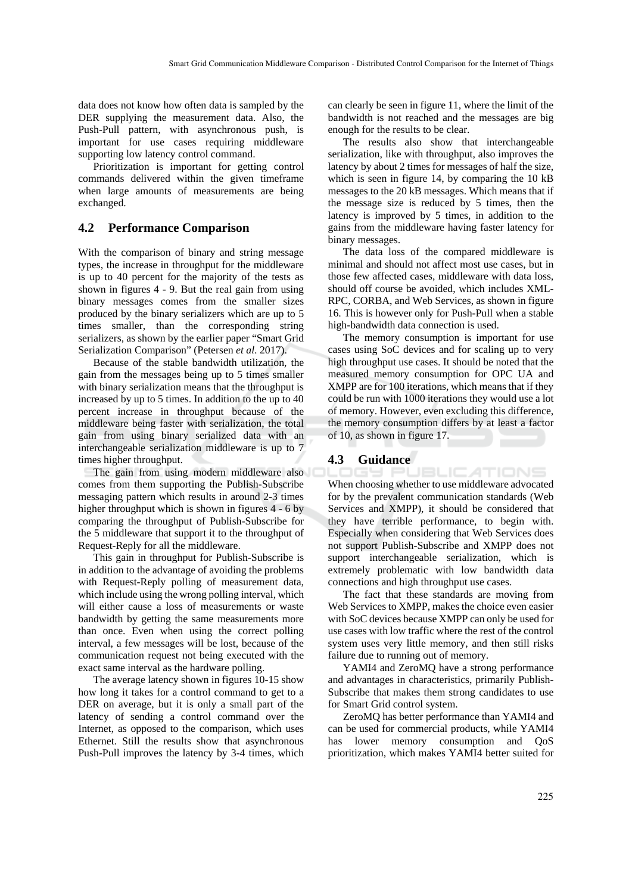data does not know how often data is sampled by the DER supplying the measurement data. Also, the Push-Pull pattern, with asynchronous push, is important for use cases requiring middleware supporting low latency control command.

Prioritization is important for getting control commands delivered within the given timeframe when large amounts of measurements are being exchanged.

## 4.2 Performance Comparison

With the comparison of binary and string message types, the increase in throughput for the middleware is up to 40 percent for the majority of the tests as shown in figures 4 - 9. But the real gain from using binary messages comes from the smaller sizes produced by the binary serializers which are up to 5 times smaller, than the corresponding string serializers, as shown by the earlier paper "Smart Grid Serialization Comparison" (Petersen *et al.* 2017).

Because of the stable bandwidth utilization, the gain from the messages being up to 5 times smaller with binary serialization means that the throughput is increased by up to 5 times. In addition to the up to 40 percent increase in throughput because of the middleware being faster with serialization, the total gain from using binary serialized data with an interchangeable serialization middleware is up to 7 times higher throughput.

The gain from using modern middleware also comes from them supporting the Publish-Subscribe messaging pattern which results in around 2-3 times higher throughput which is shown in figures 4 - 6 by comparing the throughput of Publish-Subscribe for the 5 middleware that support it to the throughput of Request-Reply for all the middleware.

This gain in throughput for Publish-Subscribe is in addition to the advantage of avoiding the problems with Request-Reply polling of measurement data, which include using the wrong polling interval, which will either cause a loss of measurements or waste bandwidth by getting the same measurements more than once. Even when using the correct polling interval, a few messages will be lost, because of the communication request not being executed with the exact same interval as the hardware polling.

The average latency shown in figures 10-15 show how long it takes for a control command to get to a DER on average, but it is only a small part of the latency of sending a control command over the Internet, as opposed to the comparison, which uses Ethernet. Still the results show that asynchronous Push-Pull improves the latency by 3-4 times, which can clearly be seen in figure 11, where the limit of the bandwidth is not reached and the messages are big enough for the results to be clear.

The results also show that interchangeable serialization, like with throughput, also improves the latency by about 2 times for messages of half the size, which is seen in figure 14, by comparing the 10 kB messages to the 20 kB messages. Which means that if the message size is reduced by 5 times, then the latency is improved by 5 times, in addition to the gains from the middleware having faster latency for binary messages.

The data loss of the compared middleware is minimal and should not affect most use cases, but in those few affected cases, middleware with data loss, should off course be avoided, which includes XML-RPC, CORBA, and Web Services, as shown in figure 16. This is however only for Push-Pull when a stable high-bandwidth data connection is used.

The memory consumption is important for use cases using SoC devices and for scaling up to very high throughput use cases. It should be noted that the measured memory consumption for OPC UA and XMPP are for 100 iterations, which means that if they could be run with 1000 iterations they would use a lot of memory. However, even excluding this difference, the memory consumption differs by at least a factor of 10, as shown in figure 17.

## 4.3 Guidance

When choosing whether to use middleware advocated for by the prevalent communication standards (Web Services and XMPP), it should be considered that they have terrible performance, to begin with. Especially when considering that Web Services does not support Publish-Subscribe and XMPP does not support interchangeable serialization, which is extremely problematic with low bandwidth data connections and high throughput use cases.

The fact that these standards are moving from Web Services to XMPP, makes the choice even easier with SoC devices because XMPP can only be used for use cases with low traffic where the rest of the control system uses very little memory, and then still risks failure due to running out of memory.

YAMI4 and ZeroMQ have a strong performance and advantages in characteristics, primarily Publish-Subscribe that makes them strong candidates to use for Smart Grid control system.

ZeroMQ has better performance than YAMI4 and can be used for commercial products, while YAMI4 has lower memory consumption and QoS prioritization, which makes YAMI4 better suited for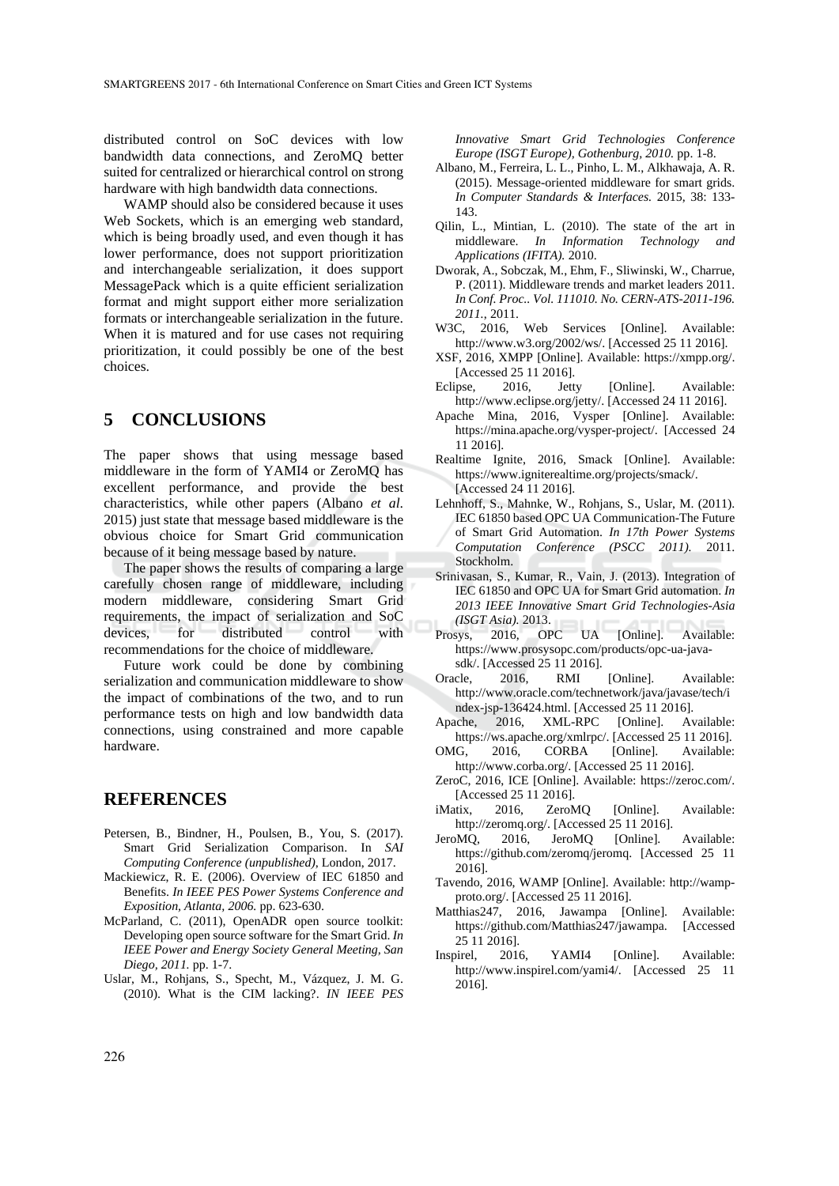distributed control on SoC devices with low bandwidth data connections, and ZeroMQ better suited for centralized or hierarchical control on strong hardware with high bandwidth data connections.

WAMP should also be considered because it uses Web Sockets, which is an emerging web standard, which is being broadly used, and even though it has lower performance, does not support prioritization and interchangeable serialization, it does support MessagePack which is a quite efficient serialization format and might support either more serialization formats or interchangeable serialization in the future. When it is matured and for use cases not requiring prioritization, it could possibly be one of the best choices.

## 5 CONCLUSIONS

The paper shows that using message based middleware in the form of YAMI4 or ZeroMQ has excellent performance, and provide the best characteristics, while other papers (Albano *et al.* 2015) just state that message based middleware is the obvious choice for Smart Grid communication because of it being message based by nature.

The paper shows the results of comparing a large carefully chosen range of middleware, including modern middleware, considering Smart Grid requirements, the impact of serialization and SoC devices, for distributed control with recommendations for the choice of middleware.

Future work could be done by combining serialization and communication middleware to show the impact of combinations of the two, and to run performance tests on high and low bandwidth data connections, using constrained and more capable hardware.

## REFERENCES

Petersen, B., Bindner, H., Poulsen, B., You, S. (2017). Smart Grid Serialization Comparison. In *SAI Computing Conference (unpublished)*, London, 2017.

Mackiewicz, R. E. (2006). Overview of IEC 61850 and Benefits. *In IEEE PES Power Systems Conference and Exposition, Atlanta, 2006.* pp. 623-630.

McParland, C. (2011), OpenADR open source toolkit: Developing open source software for the Smart Grid. *In IEEE Power and Energy Society General Meeting, San Diego, 2011.* pp. 1-7.

Uslar, M., Rohjans, S., Specht, M., Vázquez, J. M. G. (2010). What is the CIM lacking?. *IN IEEE PES Innovative Smart Grid Technologies Conference Europe (ISGT Europe), Gothenburg, 2010.* pp. 1-8.

Albano, M., Ferreira, L. L., Pinho, L. M., Alkhawaja, A. R. (2015). Message-oriented middleware for smart grids. *In Computer Standards & Interfaces.* 2015, 38: 133-143.

Qilin, L., Mintian, L. (2010). The state of the art in middleware. *In Information Technology and Applications (IFITA).* 2010.

Dworak, A., Sobczak, M., Ehm, F., Sliwinski, W., Charrue, P. (2011). Middleware trends and market leaders 2011. *In Conf. Proc.. Vol. 111010. No. CERN-ATS-2011-196. 2011.*, 2011.

W3C, 2016, Web Services [Online]. Available: http://www.w3.org/2002/ws/. [Accessed 25 11 2016].

XSF, 2016, XMPP [Online]. Available: https://xmpp.org/. [Accessed 25 11 2016].

Eclipse, 2016, Jetty [Online]. Available: http://www.eclipse.org/jetty/. [Accessed 24 11 2016].

Apache Mina, 2016, Vysper [Online]. Available: https://mina.apache.org/vysper-project/. [Accessed 24 11 2016].

Realtime Ignite, 2016, Smack [Online]. Available: https://www.igniterealtime.org/projects/smack/. [Accessed 24 11 2016].

Lehnhoff, S., Mahnke, W., Rohjans, S., Uslar, M. (2011). IEC 61850 based OPC UA Communication-The Future of Smart Grid Automation. *In 17th Power Systems Computation Conference (PSCC 2011).* 2011. Stockholm.

Srinivasan, S., Kumar, R., Vain, J. (2013). Integration of IEC 61850 and OPC UA for Smart Grid automation. *In 2013 IEEE Innovative Smart Grid Technologies-Asia (ISGT Asia).* 2013.

Prosys, 2016, OPC UA [Online]. Available: https://www.prosysopc.com/products/opc-ua-java-sdk/. [Accessed 25 11 2016].

Oracle, 2016, RMI [Online]. Available: http://www.oracle.com/technetwork/java/javase/tech/index-jsp-136424.html. [Accessed 25 11 2016].

Apache, 2016, XML-RPC [Online]. Available: https://ws.apache.org/xmlrpc/. [Accessed 25 11 2016].

OMG, 2016, CORBA [Online]. Available: http://www.corba.org/. [Accessed 25 11 2016].

ZeroC, 2016, ICE [Online]. Available: https://zeroc.com/. [Accessed 25 11 2016].

iMatix, 2016, ZeroMQ [Online]. Available: http://zeromq.org/. [Accessed 25 11 2016].

JeroMQ, 2016, JeroMQ [Online]. Available: https://github.com/zeromq/jeromq. [Accessed 25 11 2016].

Tavendo, 2016, WAMP [Online]. Available: http://wamp-proto.org/. [Accessed 25 11 2016].

Matthias247, 2016, Jawampa [Online]. Available: https://github.com/Matthias247/jawampa. [Accessed 25 11 2016].

Inspirel, 2016, YAMI4 [Online]. Available: http://www.inspirel.com/yami4/. [Accessed 25 11 2016].